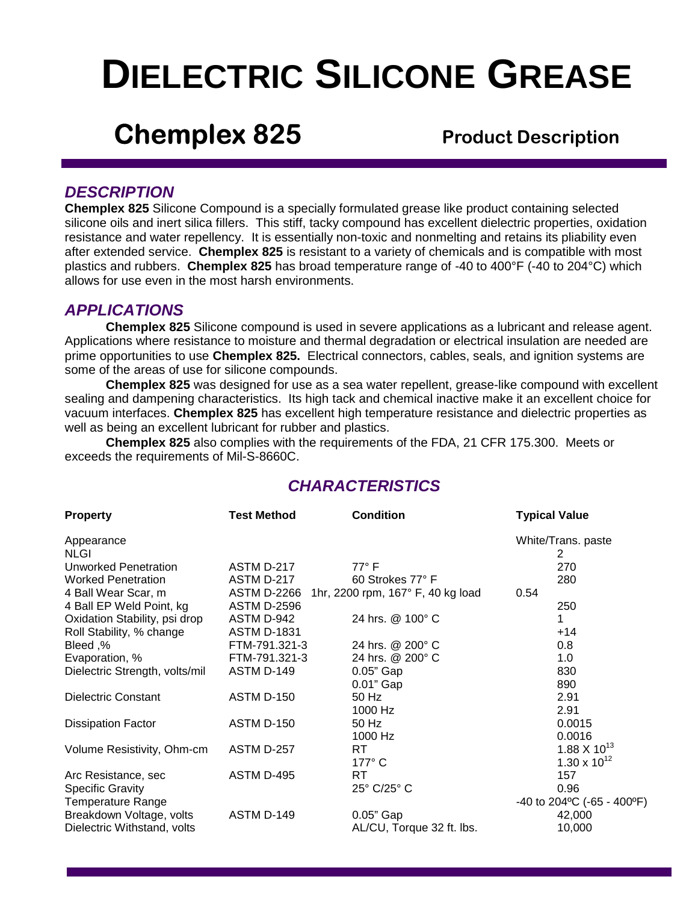# DIELECTRIC SILICONE GREASE

## Chemplex 825 — Product Description

### *DESCRIPTION*

**Chemplex 825** Silicone Compound is a specially formulated grease like product containing selected silicone oils and inert silica fillers. This stiff, tacky compound has excellent dielectric properties, oxidation resistance and water repellency. It is essentially non-toxic and nonmelting and retains its pliability even after extended service. **Chemplex 825** is resistant to a variety of chemicals and is compatible with most plastics and rubbers. **Chemplex 825** has broad temperature range of -40 to 400°F (-40 to 204°C) which allows for use even in the most harsh environments.

### *APPLICATIONS*

**Chemplex 825** Silicone compound is used in severe applications as a lubricant and release agent. Applications where resistance to moisture and thermal degradation or electrical insulation are needed are prime opportunities to use **Chemplex 825.** Electrical connectors, cables, seals, and ignition systems are some of the areas of use for silicone compounds.

**Chemplex 825** was designed for use as a sea water repellent, grease-like compound with excellent sealing and dampening characteristics. Its high tack and chemical inactive make it an excellent choice for vacuum interfaces. **Chemplex 825** has excellent high temperature resistance and dielectric properties as well as being an excellent lubricant for rubber and plastics.

**Chemplex 825** also complies with the requirements of the FDA, 21 CFR 175.300. Meets or exceeds the requirements of Mil-S-8660C.

### *CHARACTERISTICS*

| Property | Test Method | Condition | Typical Value |
|---|---|---|---|
| Appearance | | | White/Trans. paste |
| NLGI | | | 2 |
| Unworked Penetration | ASTM D-217 | 77° F | 270 |
| Worked Penetration | ASTM D-217 | 60 Strokes 77° F | 280 |
| 4 Ball Wear Scar, m | ASTM D-2266 | 1hr, 2200 rpm, 167° F, 40 kg load | 0.54 |
| 4 Ball EP Weld Point, kg | ASTM D-2596 | | 250 |
| Oxidation Stability, psi drop | ASTM D-942 | 24 hrs. @ 100° C | 1 |
| Roll Stability, % change | ASTM D-1831 | | +14 |
| Bleed ,% | FTM-791.321-3 | 24 hrs. @ 200° C | 0.8 |
| Evaporation, % | FTM-791.321-3 | 24 hrs. @ 200° C | 1.0 |
| Dielectric Strength, volts/mil | ASTM D-149 | 0.05" Gap | 830 |
| | | 0.01" Gap | 890 |
| Dielectric Constant | ASTM D-150 | 50 Hz | 2.91 |
| | | 1000 Hz | 2.91 |
| Dissipation Factor | ASTM D-150 | 50 Hz | 0.0015 |
| | | 1000 Hz | 0.0016 |
| Volume Resistivity, Ohm-cm | ASTM D-257 | RT | $1.88 \times 10^{13}$ |
| | | 177° C | $1.30 \times 10^{12}$ |
| Arc Resistance, sec | ASTM D-495 | RT | 157 |
| Specific Gravity | | 25° C/25° C | 0.96 |
| Temperature Range | | | -40 to 204ºC (-65 - 400ºF) |
| Breakdown Voltage, volts | ASTM D-149 | 0.05" Gap | 42,000 |
| Dielectric Withstand, volts | | AL/CU, Torque 32 ft. lbs. | 10,000 |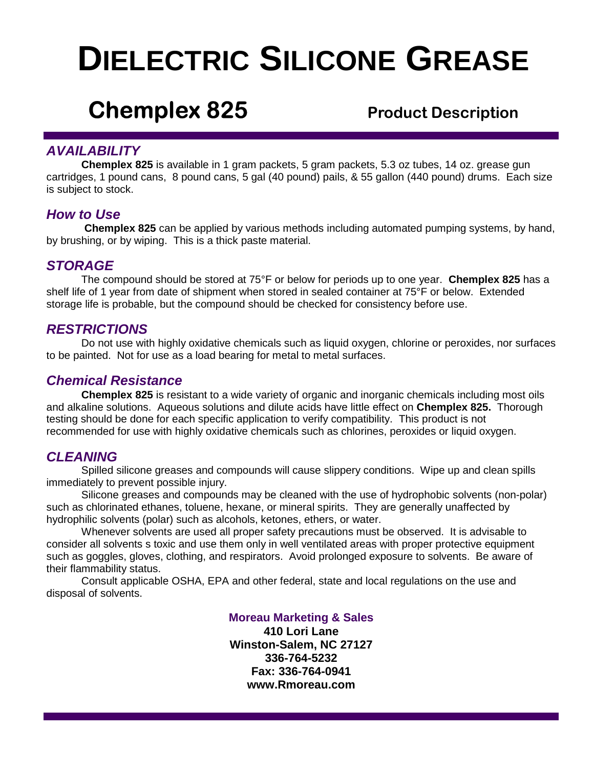# DIELECTRIC SILICONE GREASE

## Chemplex 825 Product Description

### AVAILABILITY

**Chemplex 825** is available in 1 gram packets, 5 gram packets, 5.3 oz tubes, 14 oz. grease gun cartridges, 1 pound cans, 8 pound cans, 5 gal (40 pound) pails, & 55 gallon (440 pound) drums. Each size is subject to stock.

### How to Use

**Chemplex 825** can be applied by various methods including automated pumping systems, by hand, by brushing, or by wiping. This is a thick paste material.

### STORAGE

The compound should be stored at 75°F or below for periods up to one year. **Chemplex 825** has a shelf life of 1 year from date of shipment when stored in sealed container at 75°F or below. Extended storage life is probable, but the compound should be checked for consistency before use.

### RESTRICTIONS

Do not use with highly oxidative chemicals such as liquid oxygen, chlorine or peroxides, nor surfaces to be painted. Not for use as a load bearing for metal to metal surfaces.

### Chemical Resistance

**Chemplex 825** is resistant to a wide variety of organic and inorganic chemicals including most oils and alkaline solutions. Aqueous solutions and dilute acids have little effect on **Chemplex 825.** Thorough testing should be done for each specific application to verify compatibility. This product is not recommended for use with highly oxidative chemicals such as chlorines, peroxides or liquid oxygen.

### CLEANING

Spilled silicone greases and compounds will cause slippery conditions. Wipe up and clean spills immediately to prevent possible injury.

Silicone greases and compounds may be cleaned with the use of hydrophobic solvents (non-polar) such as chlorinated ethanes, toluene, hexane, or mineral spirits. They are generally unaffected by hydrophilic solvents (polar) such as alcohols, ketones, ethers, or water.

Whenever solvents are used all proper safety precautions must be observed. It is advisable to consider all solvents s toxic and use them only in well ventilated areas with proper protective equipment such as goggles, gloves, clothing, and respirators. Avoid prolonged exposure to solvents. Be aware of their flammability status.

Consult applicable OSHA, EPA and other federal, state and local regulations on the use and disposal of solvents.

**Moreau Marketing & Sales**
**410 Lori Lane**
**Winston-Salem, NC 27127**
**336-764-5232**
**Fax: 336-764-0941**
**www.Rmoreau.com**